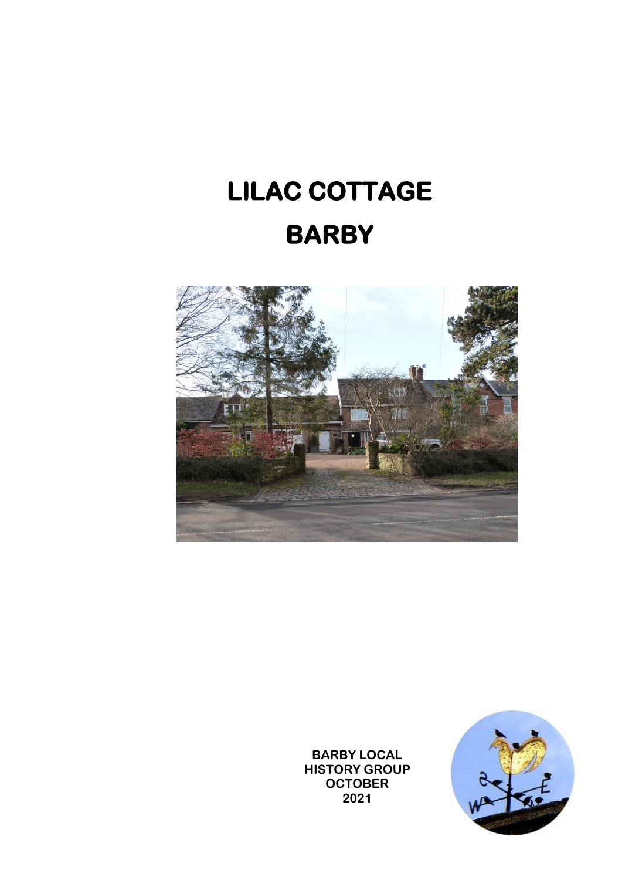# LILAC COTTAGE

# BARBY

BARBY LOCAL HISTORY GROUP OCTOBER 2021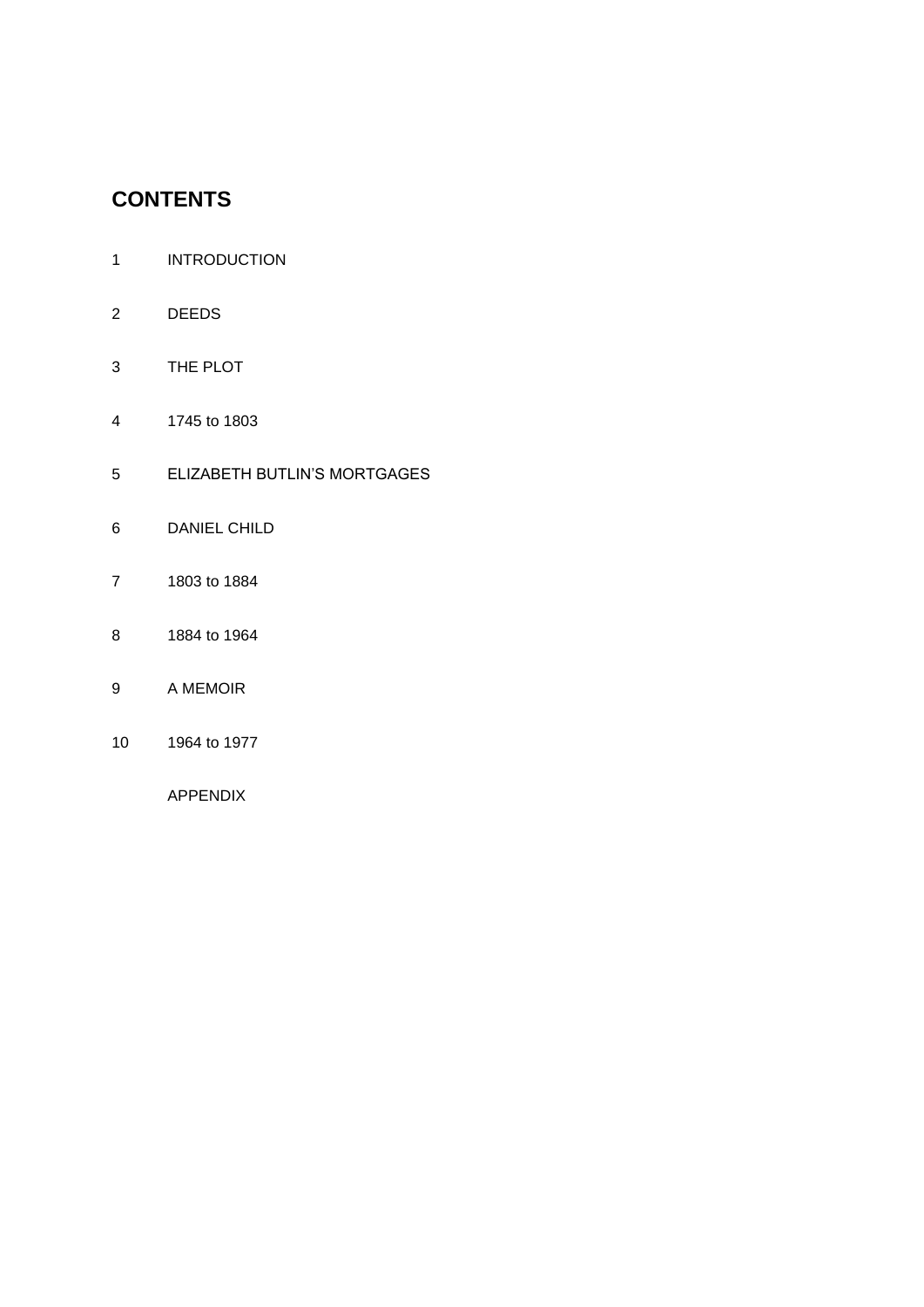## CONTENTS

1 INTRODUCTION

2 DEEDS

3 THE PLOT

4 1745 to 1803

5 ELIZABETH BUTLIN'S MORTGAGES

6 DANIEL CHILD

7 1803 to 1884

8 1884 to 1964

9 A MEMOIR

10 1964 to 1977

APPENDIX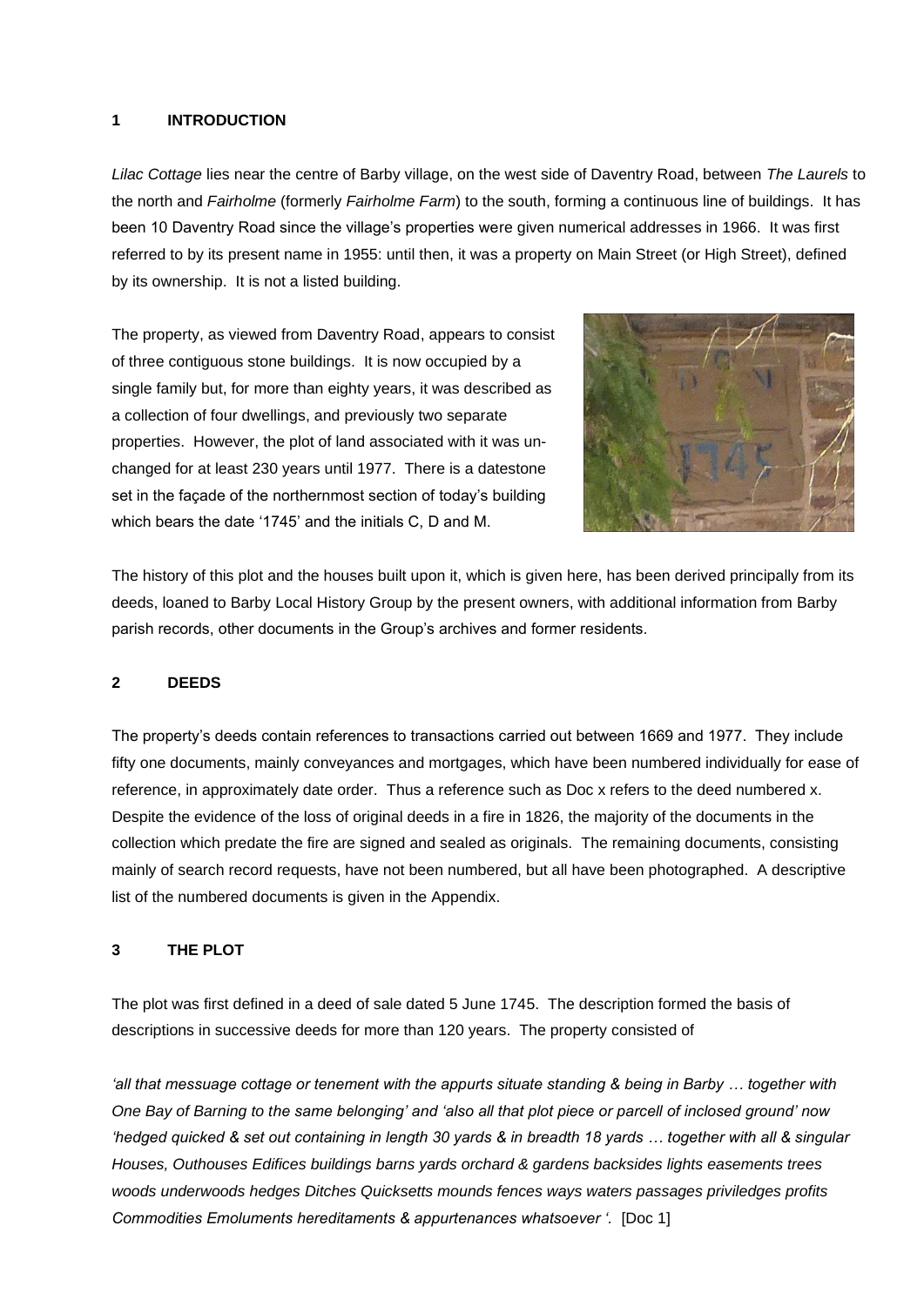## 1 INTRODUCTION

*Lilac Cottage* lies near the centre of Barby village, on the west side of Daventry Road, between *The Laurels* to the north and *Fairholme* (formerly *Fairholme Farm*) to the south, forming a continuous line of buildings. It has been 10 Daventry Road since the village's properties were given numerical addresses in 1966. It was first referred to by its present name in 1955: until then, it was a property on Main Street (or High Street), defined by its ownership. It is not a listed building.

The property, as viewed from Daventry Road, appears to consist of three contiguous stone buildings. It is now occupied by a single family but, for more than eighty years, it was described as a collection of four dwellings, and previously two separate properties. However, the plot of land associated with it was unchanged for at least 230 years until 1977. There is a datestone set in the façade of the northernmost section of today's building which bears the date '1745' and the initials C, D and M.

The history of this plot and the houses built upon it, which is given here, has been derived principally from its deeds, loaned to Barby Local History Group by the present owners, with additional information from Barby parish records, other documents in the Group's archives and former residents.

## 2 DEEDS

The property's deeds contain references to transactions carried out between 1669 and 1977. They include fifty one documents, mainly conveyances and mortgages, which have been numbered individually for ease of reference, in approximately date order. Thus a reference such as Doc x refers to the deed numbered x. Despite the evidence of the loss of original deeds in a fire in 1826, the majority of the documents in the collection which predate the fire are signed and sealed as originals. The remaining documents, consisting mainly of search record requests, have not been numbered, but all have been photographed. A descriptive list of the numbered documents is given in the Appendix.

## 3 THE PLOT

The plot was first defined in a deed of sale dated 5 June 1745. The description formed the basis of descriptions in successive deeds for more than 120 years. The property consisted of

*'all that messuage cottage or tenement with the appurts situate standing & being in Barby … together with One Bay of Barning to the same belonging' and 'also all that plot piece or parcell of inclosed ground' now 'hedged quicked & set out containing in length 30 yards & in breadth 18 yards … together with all & singular Houses, Outhouses Edifices buildings barns yards orchard & gardens backsides lights easements trees woods underwoods hedges Ditches Quicksetts mounds fences ways waters passages priviledges profits Commodities Emoluments hereditaments & appurtenances whatsoever '.* [Doc 1]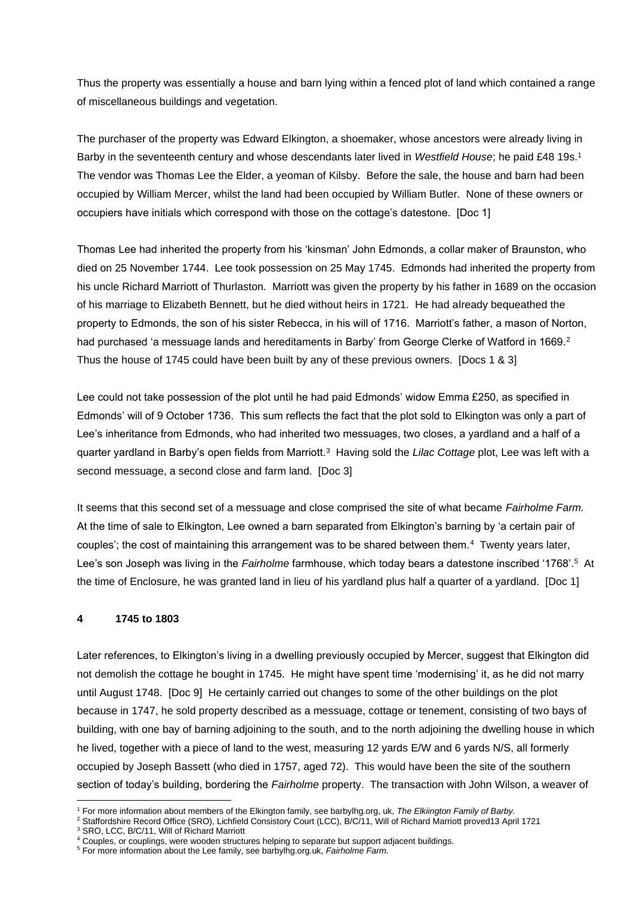Thus the property was essentially a house and barn lying within a fenced plot of land which contained a range of miscellaneous buildings and vegetation.

The purchaser of the property was Edward Elkington, a shoemaker, whose ancestors were already living in Barby in the seventeenth century and whose descendants later lived in *Westfield House*; he paid £48 19s.[1] The vendor was Thomas Lee the Elder, a yeoman of Kilsby. Before the sale, the house and barn had been occupied by William Mercer, whilst the land had been occupied by William Butler. None of these owners or occupiers have initials which correspond with those on the cottage's datestone. [Doc 1]

Thomas Lee had inherited the property from his 'kinsman' John Edmonds, a collar maker of Braunston, who died on 25 November 1744. Lee took possession on 25 May 1745. Edmonds had inherited the property from his uncle Richard Marriott of Thurlaston. Marriott was given the property by his father in 1689 on the occasion of his marriage to Elizabeth Bennett, but he died without heirs in 1721. He had already bequeathed the property to Edmonds, the son of his sister Rebecca, in his will of 1716. Marriott's father, a mason of Norton, had purchased 'a messuage lands and hereditaments in Barby' from George Clerke of Watford in 1669.[2] Thus the house of 1745 could have been built by any of these previous owners. [Docs 1 & 3]

Lee could not take possession of the plot until he had paid Edmonds' widow Emma £250, as specified in Edmonds' will of 9 October 1736. This sum reflects the fact that the plot sold to Elkington was only a part of Lee's inheritance from Edmonds, who had inherited two messuages, two closes, a yardland and a half of a quarter yardland in Barby's open fields from Marriott.[3] Having sold the *Lilac Cottage* plot, Lee was left with a second messuage, a second close and farm land. [Doc 3]

It seems that this second set of a messuage and close comprised the site of what became *Fairholme Farm.* At the time of sale to Elkington, Lee owned a barn separated from Elkington's barning by 'a certain pair of couples'; the cost of maintaining this arrangement was to be shared between them.[4] Twenty years later, Lee's son Joseph was living in the *Fairholme* farmhouse, which today bears a datestone inscribed '1768'.[5] At the time of Enclosure, he was granted land in lieu of his yardland plus half a quarter of a yardland. [Doc 1]

## 4 1745 to 1803

Later references, to Elkington's living in a dwelling previously occupied by Mercer, suggest that Elkington did not demolish the cottage he bought in 1745. He might have spent time 'modernising' it, as he did not marry until August 1748. [Doc 9] He certainly carried out changes to some of the other buildings on the plot because in 1747, he sold property described as a messuage, cottage or tenement, consisting of two bays of building, with one bay of barning adjoining to the south, and to the north adjoining the dwelling house in which he lived, together with a piece of land to the west, measuring 12 yards E/W and 6 yards N/S, all formerly occupied by Joseph Bassett (who died in 1757, aged 72). This would have been the site of the southern section of today's building, bordering the *Fairholme* property. The transaction with John Wilson, a weaver of

---

[1] For more information about members of the Elkington family, see barbylhg.org, uk, *The Elkiington Family of Barby.*

[2] Staffordshire Record Office (SRO), Lichfield Consistory Court (LCC), B/C/11, Will of Richard Marriott proved13 April 1721

[3] SRO, LCC, B/C/11, Will of Richard Marriott

[4] Couples, or couplings, were wooden structures helping to separate but support adjacent buildings.

[5] For more information about the Lee family, see barbylhg.org.uk, *Fairholme Farm.*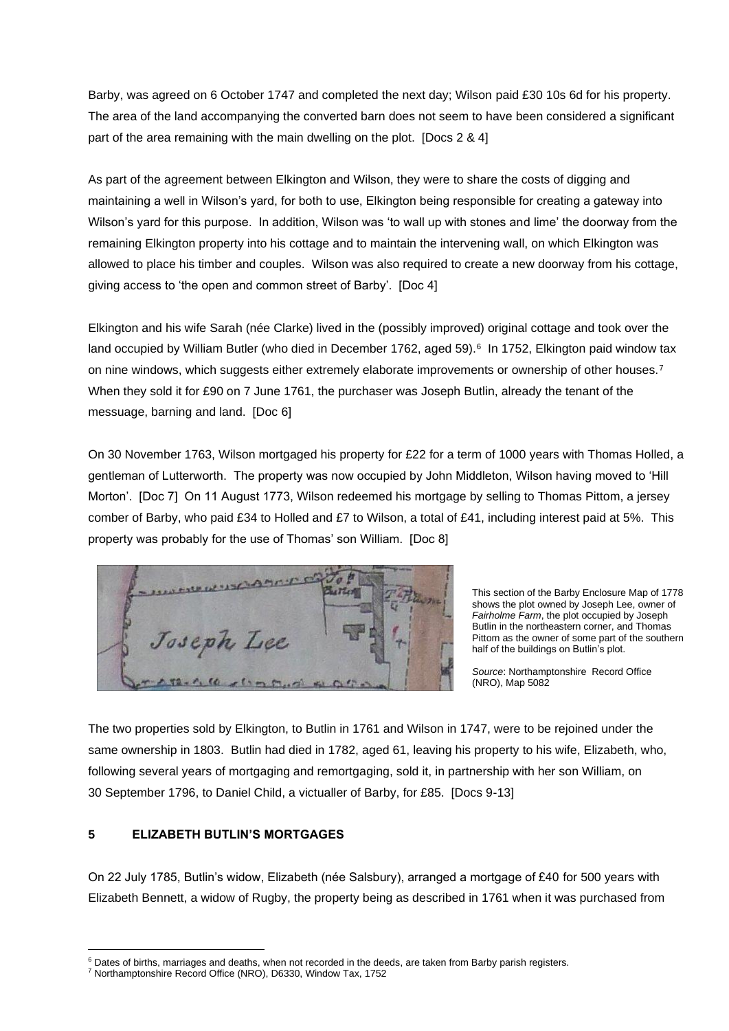Barby, was agreed on 6 October 1747 and completed the next day; Wilson paid £30 10s 6d for his property. The area of the land accompanying the converted barn does not seem to have been considered a significant part of the area remaining with the main dwelling on the plot. [Docs 2 & 4]

As part of the agreement between Elkington and Wilson, they were to share the costs of digging and maintaining a well in Wilson's yard, for both to use, Elkington being responsible for creating a gateway into Wilson's yard for this purpose. In addition, Wilson was 'to wall up with stones and lime' the doorway from the remaining Elkington property into his cottage and to maintain the intervening wall, on which Elkington was allowed to place his timber and couples. Wilson was also required to create a new doorway from his cottage, giving access to 'the open and common street of Barby'. [Doc 4]

Elkington and his wife Sarah (née Clarke) lived in the (possibly improved) original cottage and took over the land occupied by William Butler (who died in December 1762, aged 59).[6] In 1752, Elkington paid window tax on nine windows, which suggests either extremely elaborate improvements or ownership of other houses.[7] When they sold it for £90 on 7 June 1761, the purchaser was Joseph Butlin, already the tenant of the messuage, barning and land. [Doc 6]

On 30 November 1763, Wilson mortgaged his property for £22 for a term of 1000 years with Thomas Holled, a gentleman of Lutterworth. The property was now occupied by John Middleton, Wilson having moved to 'Hill Morton'. [Doc 7] On 11 August 1773, Wilson redeemed his mortgage by selling to Thomas Pittom, a jersey comber of Barby, who paid £34 to Holled and £7 to Wilson, a total of £41, including interest paid at 5%. This property was probably for the use of Thomas' son William. [Doc 8]

This section of the Barby Enclosure Map of 1778 shows the plot owned by Joseph Lee, owner of *Fairholme Farm*, the plot occupied by Joseph Butlin in the northeastern corner, and Thomas Pittom as the owner of some part of the southern half of the buildings on Butlin's plot.

*Source*: Northamptonshire Record Office (NRO), Map 5082

The two properties sold by Elkington, to Butlin in 1761 and Wilson in 1747, were to be rejoined under the same ownership in 1803. Butlin had died in 1782, aged 61, leaving his property to his wife, Elizabeth, who, following several years of mortgaging and remortgaging, sold it, in partnership with her son William, on 30 September 1796, to Daniel Child, a victualler of Barby, for £85. [Docs 9-13]

## 5 ELIZABETH BUTLIN'S MORTGAGES

On 22 July 1785, Butlin's widow, Elizabeth (née Salsbury), arranged a mortgage of £40 for 500 years with Elizabeth Bennett, a widow of Rugby, the property being as described in 1761 when it was purchased from

---

[6] Dates of births, marriages and deaths, when not recorded in the deeds, are taken from Barby parish registers.

[7] Northamptonshire Record Office (NRO), D6330, Window Tax, 1752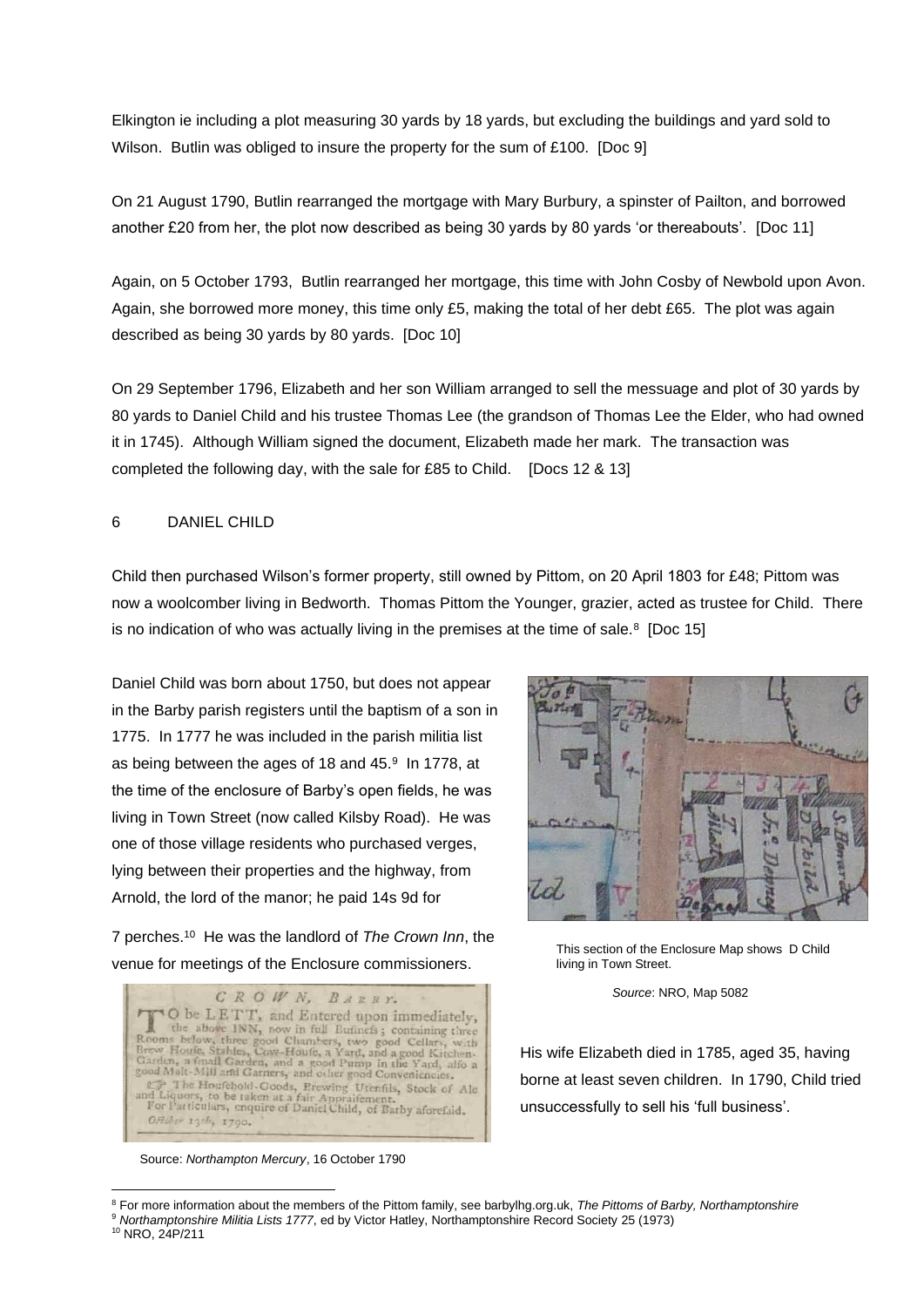Elkington ie including a plot measuring 30 yards by 18 yards, but excluding the buildings and yard sold to Wilson. Butlin was obliged to insure the property for the sum of £100. [Doc 9]

On 21 August 1790, Butlin rearranged the mortgage with Mary Burbury, a spinster of Pailton, and borrowed another £20 from her, the plot now described as being 30 yards by 80 yards 'or thereabouts'. [Doc 11]

Again, on 5 October 1793, Butlin rearranged her mortgage, this time with John Cosby of Newbold upon Avon. Again, she borrowed more money, this time only £5, making the total of her debt £65. The plot was again described as being 30 yards by 80 yards. [Doc 10]

On 29 September 1796, Elizabeth and her son William arranged to sell the messuage and plot of 30 yards by 80 yards to Daniel Child and his trustee Thomas Lee (the grandson of Thomas Lee the Elder, who had owned it in 1745). Although William signed the document, Elizabeth made her mark. The transaction was completed the following day, with the sale for £85 to Child. [Docs 12 & 13]

## 6 DANIEL CHILD

Child then purchased Wilson's former property, still owned by Pittom, on 20 April 1803 for £48; Pittom was now a woolcomber living in Bedworth. Thomas Pittom the Younger, grazier, acted as trustee for Child. There is no indication of who was actually living in the premises at the time of sale.[8] [Doc 15]

Daniel Child was born about 1750, but does not appear in the Barby parish registers until the baptism of a son in 1775. In 1777 he was included in the parish militia list as being between the ages of 18 and 45.[9] In 1778, at the time of the enclosure of Barby's open fields, he was living in Town Street (now called Kilsby Road). He was one of those village residents who purchased verges, lying between their properties and the highway, from Arnold, the lord of the manor; he paid 14s 9d for 7 perches.[10] He was the landlord of *The Crown Inn*, the venue for meetings of the Enclosure commissioners.

This section of the Enclosure Map shows D Child living in Town Street.

*Source*: NRO, Map 5082

CROWN, BARBY.

TO be LETT, and Entered upon immediately, the above INN, now in full Business; containing three Rooms below, three good Chambers, two good Cellars, with Brew House, Stables, Cow-House, a Yard, and a good Kitchen-Garden, a small Garden, and a good Pump in the Yard, also a good Malt-Mill and Garners, and other good Conveniencies.

The Houshold-Goods, Brewing Utensils, Stock of Ale and Liquors, to be taken at a fair Appraisement.

For Particulars, enquire of Daniel Child, of Barby aforesaid.

October 13th, 1790.

Source: *Northampton Mercury*, 16 October 1790

His wife Elizabeth died in 1785, aged 35, having borne at least seven children. In 1790, Child tried unsuccessfully to sell his 'full business'.

---

[8] For more information about the members of the Pittom family, see barbylhg.org.uk, *The Pittoms of Barby, Northamptonshire*

[9] *Northamptonshire Militia Lists 1777*, ed by Victor Hatley, Northamptonshire Record Society 25 (1973)

[10] NRO, 24P/211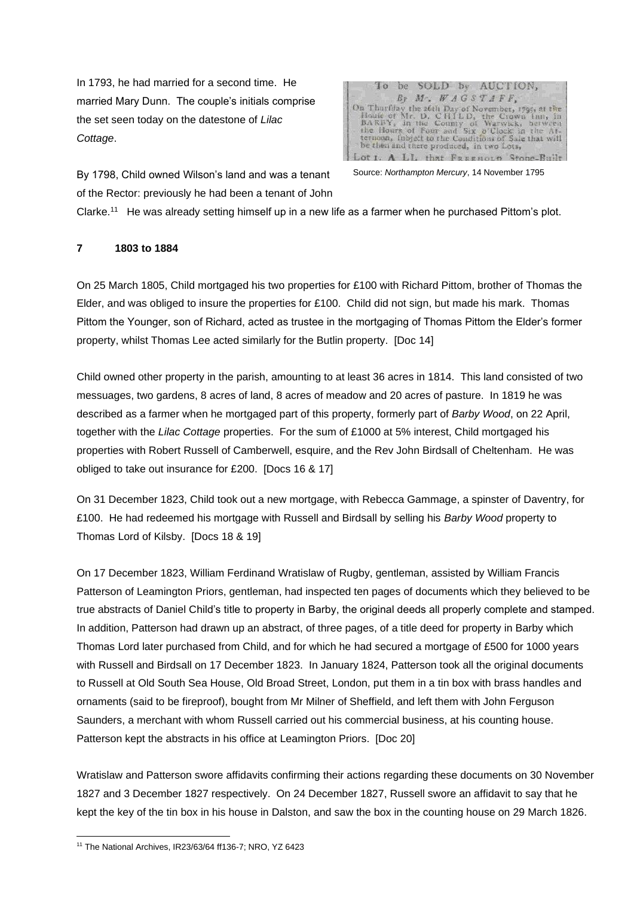In 1793, he had married for a second time. He married Mary Dunn. The couple's initials comprise the set seen today on the datestone of *Lilac Cottage*.

Source: *Northampton Mercury*, 14 November 1795

By 1798, Child owned Wilson's land and was a tenant of the Rector: previously he had been a tenant of John Clarke.[11] He was already setting himself up in a new life as a farmer when he purchased Pittom's plot.

**7 1803 to 1884**

On 25 March 1805, Child mortgaged his two properties for £100 with Richard Pittom, brother of Thomas the Elder, and was obliged to insure the properties for £100. Child did not sign, but made his mark. Thomas Pittom the Younger, son of Richard, acted as trustee in the mortgaging of Thomas Pittom the Elder's former property, whilst Thomas Lee acted similarly for the Butlin property. [Doc 14]

Child owned other property in the parish, amounting to at least 36 acres in 1814. This land consisted of two messuages, two gardens, 8 acres of land, 8 acres of meadow and 20 acres of pasture. In 1819 he was described as a farmer when he mortgaged part of this property, formerly part of *Barby Wood*, on 22 April, together with the *Lilac Cottage* properties. For the sum of £1000 at 5% interest, Child mortgaged his properties with Robert Russell of Camberwell, esquire, and the Rev John Birdsall of Cheltenham. He was obliged to take out insurance for £200. [Docs 16 & 17]

On 31 December 1823, Child took out a new mortgage, with Rebecca Gammage, a spinster of Daventry, for £100. He had redeemed his mortgage with Russell and Birdsall by selling his *Barby Wood* property to Thomas Lord of Kilsby. [Docs 18 & 19]

On 17 December 1823, William Ferdinand Wratislaw of Rugby, gentleman, assisted by William Francis Patterson of Leamington Priors, gentleman, had inspected ten pages of documents which they believed to be true abstracts of Daniel Child's title to property in Barby, the original deeds all properly complete and stamped. In addition, Patterson had drawn up an abstract, of three pages, of a title deed for property in Barby which Thomas Lord later purchased from Child, and for which he had secured a mortgage of £500 for 1000 years with Russell and Birdsall on 17 December 1823. In January 1824, Patterson took all the original documents to Russell at Old South Sea House, Old Broad Street, London, put them in a tin box with brass handles and ornaments (said to be fireproof), bought from Mr Milner of Sheffield, and left them with John Ferguson Saunders, a merchant with whom Russell carried out his commercial business, at his counting house. Patterson kept the abstracts in his office at Leamington Priors. [Doc 20]

Wratislaw and Patterson swore affidavits confirming their actions regarding these documents on 30 November 1827 and 3 December 1827 respectively. On 24 December 1827, Russell swore an affidavit to say that he kept the key of the tin box in his house in Dalston, and saw the box in the counting house on 29 March 1826.

[11] The National Archives, IR23/63/64 ff136-7; NRO, YZ 6423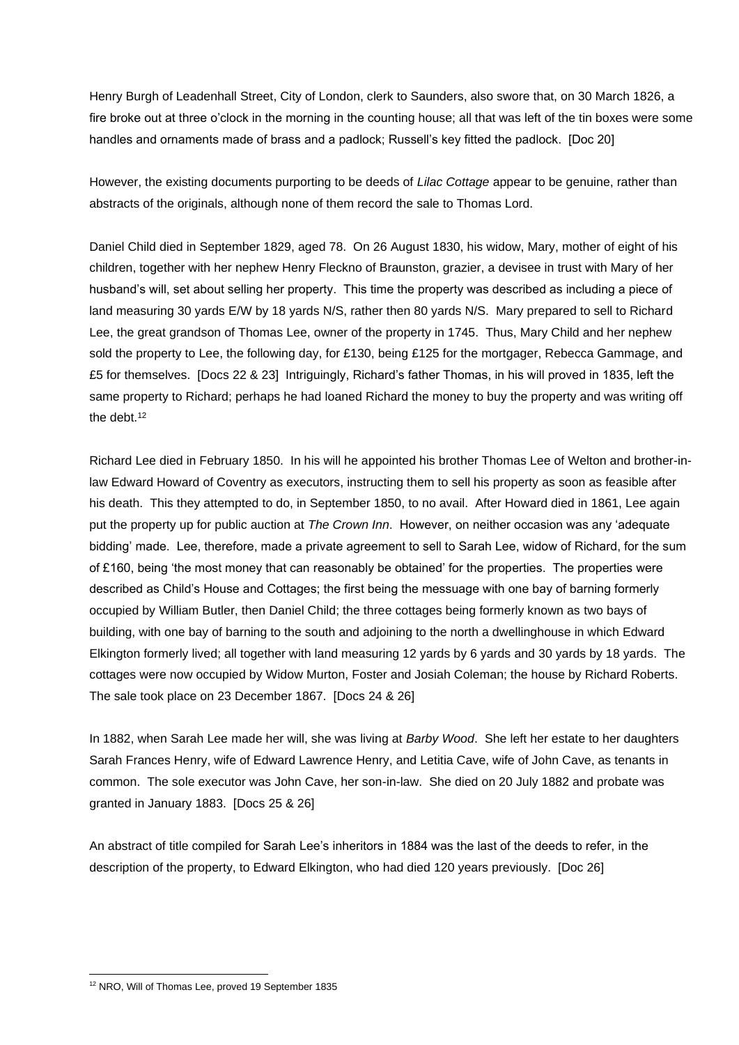Henry Burgh of Leadenhall Street, City of London, clerk to Saunders, also swore that, on 30 March 1826, a fire broke out at three o'clock in the morning in the counting house; all that was left of the tin boxes were some handles and ornaments made of brass and a padlock; Russell's key fitted the padlock. [Doc 20]

However, the existing documents purporting to be deeds of *Lilac Cottage* appear to be genuine, rather than abstracts of the originals, although none of them record the sale to Thomas Lord.

Daniel Child died in September 1829, aged 78. On 26 August 1830, his widow, Mary, mother of eight of his children, together with her nephew Henry Fleckno of Braunston, grazier, a devisee in trust with Mary of her husband's will, set about selling her property. This time the property was described as including a piece of land measuring 30 yards E/W by 18 yards N/S, rather then 80 yards N/S. Mary prepared to sell to Richard Lee, the great grandson of Thomas Lee, owner of the property in 1745. Thus, Mary Child and her nephew sold the property to Lee, the following day, for £130, being £125 for the mortgager, Rebecca Gammage, and £5 for themselves. [Docs 22 & 23] Intriguingly, Richard's father Thomas, in his will proved in 1835, left the same property to Richard; perhaps he had loaned Richard the money to buy the property and was writing off the debt.[12]

Richard Lee died in February 1850. In his will he appointed his brother Thomas Lee of Welton and brother-in-law Edward Howard of Coventry as executors, instructing them to sell his property as soon as feasible after his death. This they attempted to do, in September 1850, to no avail. After Howard died in 1861, Lee again put the property up for public auction at *The Crown Inn*. However, on neither occasion was any 'adequate bidding' made. Lee, therefore, made a private agreement to sell to Sarah Lee, widow of Richard, for the sum of £160, being 'the most money that can reasonably be obtained' for the properties. The properties were described as Child's House and Cottages; the first being the messuage with one bay of barning formerly occupied by William Butler, then Daniel Child; the three cottages being formerly known as two bays of building, with one bay of barning to the south and adjoining to the north a dwellinghouse in which Edward Elkington formerly lived; all together with land measuring 12 yards by 6 yards and 30 yards by 18 yards. The cottages were now occupied by Widow Murton, Foster and Josiah Coleman; the house by Richard Roberts. The sale took place on 23 December 1867. [Docs 24 & 26]

In 1882, when Sarah Lee made her will, she was living at *Barby Wood*. She left her estate to her daughters Sarah Frances Henry, wife of Edward Lawrence Henry, and Letitia Cave, wife of John Cave, as tenants in common. The sole executor was John Cave, her son-in-law. She died on 20 July 1882 and probate was granted in January 1883. [Docs 25 & 26]

An abstract of title compiled for Sarah Lee's inheritors in 1884 was the last of the deeds to refer, in the description of the property, to Edward Elkington, who had died 120 years previously. [Doc 26]

---

[12] NRO, Will of Thomas Lee, proved 19 September 1835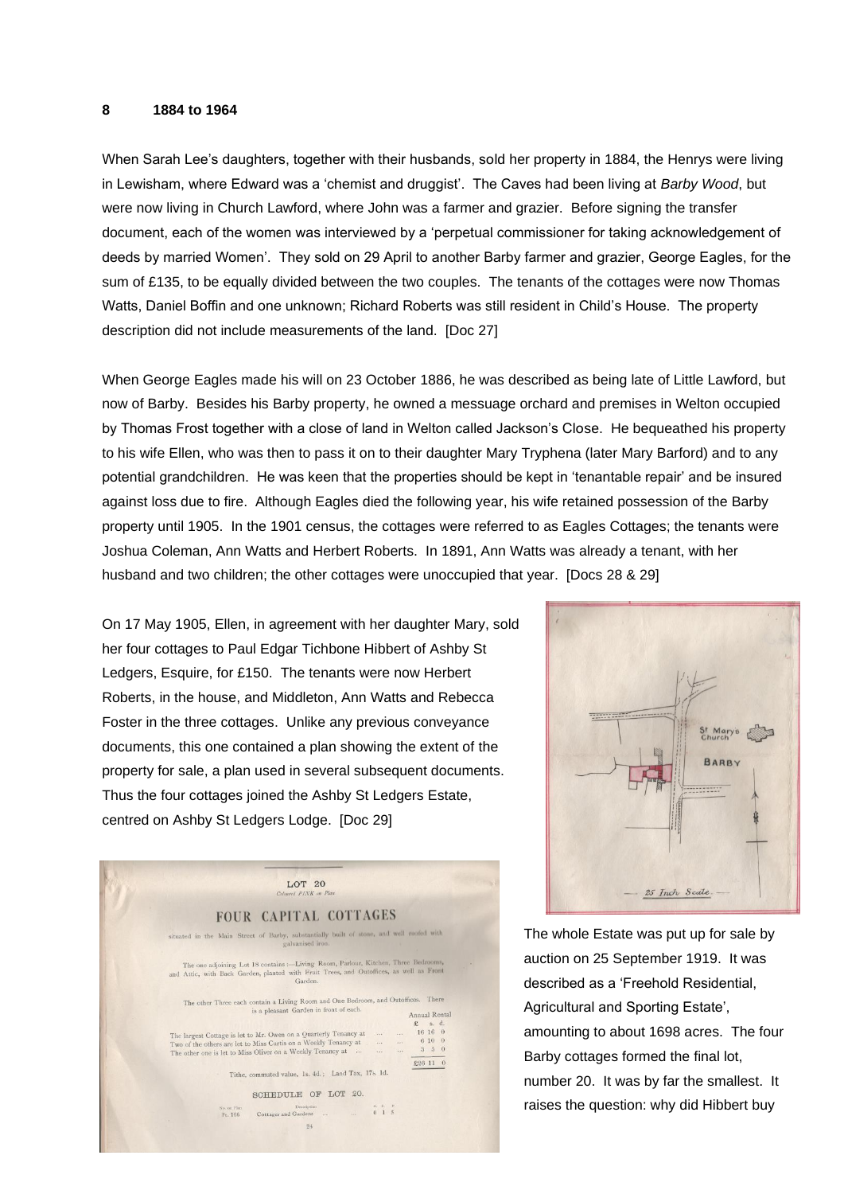**8 1884 to 1964**

When Sarah Lee's daughters, together with their husbands, sold her property in 1884, the Henrys were living in Lewisham, where Edward was a 'chemist and druggist'. The Caves had been living at *Barby Wood*, but were now living in Church Lawford, where John was a farmer and grazier. Before signing the transfer document, each of the women was interviewed by a 'perpetual commissioner for taking acknowledgement of deeds by married Women'. They sold on 29 April to another Barby farmer and grazier, George Eagles, for the sum of £135, to be equally divided between the two couples. The tenants of the cottages were now Thomas Watts, Daniel Boffin and one unknown; Richard Roberts was still resident in Child's House. The property description did not include measurements of the land. [Doc 27]

When George Eagles made his will on 23 October 1886, he was described as being late of Little Lawford, but now of Barby. Besides his Barby property, he owned a messuage orchard and premises in Welton occupied by Thomas Frost together with a close of land in Welton called Jackson's Close. He bequeathed his property to his wife Ellen, who was then to pass it on to their daughter Mary Tryphena (later Mary Barford) and to any potential grandchildren. He was keen that the properties should be kept in 'tenantable repair' and be insured against loss due to fire. Although Eagles died the following year, his wife retained possession of the Barby property until 1905. In the 1901 census, the cottages were referred to as Eagles Cottages; the tenants were Joshua Coleman, Ann Watts and Herbert Roberts. In 1891, Ann Watts was already a tenant, with her husband and two children; the other cottages were unoccupied that year. [Docs 28 & 29]

On 17 May 1905, Ellen, in agreement with her daughter Mary, sold her four cottages to Paul Edgar Tichbone Hibbert of Ashby St Ledgers, Esquire, for £150. The tenants were now Herbert Roberts, in the house, and Middleton, Ann Watts and Rebecca Foster in the three cottages. Unlike any previous conveyance documents, this one contained a plan showing the extent of the property for sale, a plan used in several subsequent documents. Thus the four cottages joined the Ashby St Ledgers Estate, centred on Ashby St Ledgers Lodge. [Doc 29]

The whole Estate was put up for sale by auction on 25 September 1919. It was described as a 'Freehold Residential, Agricultural and Sporting Estate', amounting to about 1698 acres. The four Barby cottages formed the final lot, number 20. It was by far the smallest. It raises the question: why did Hibbert buy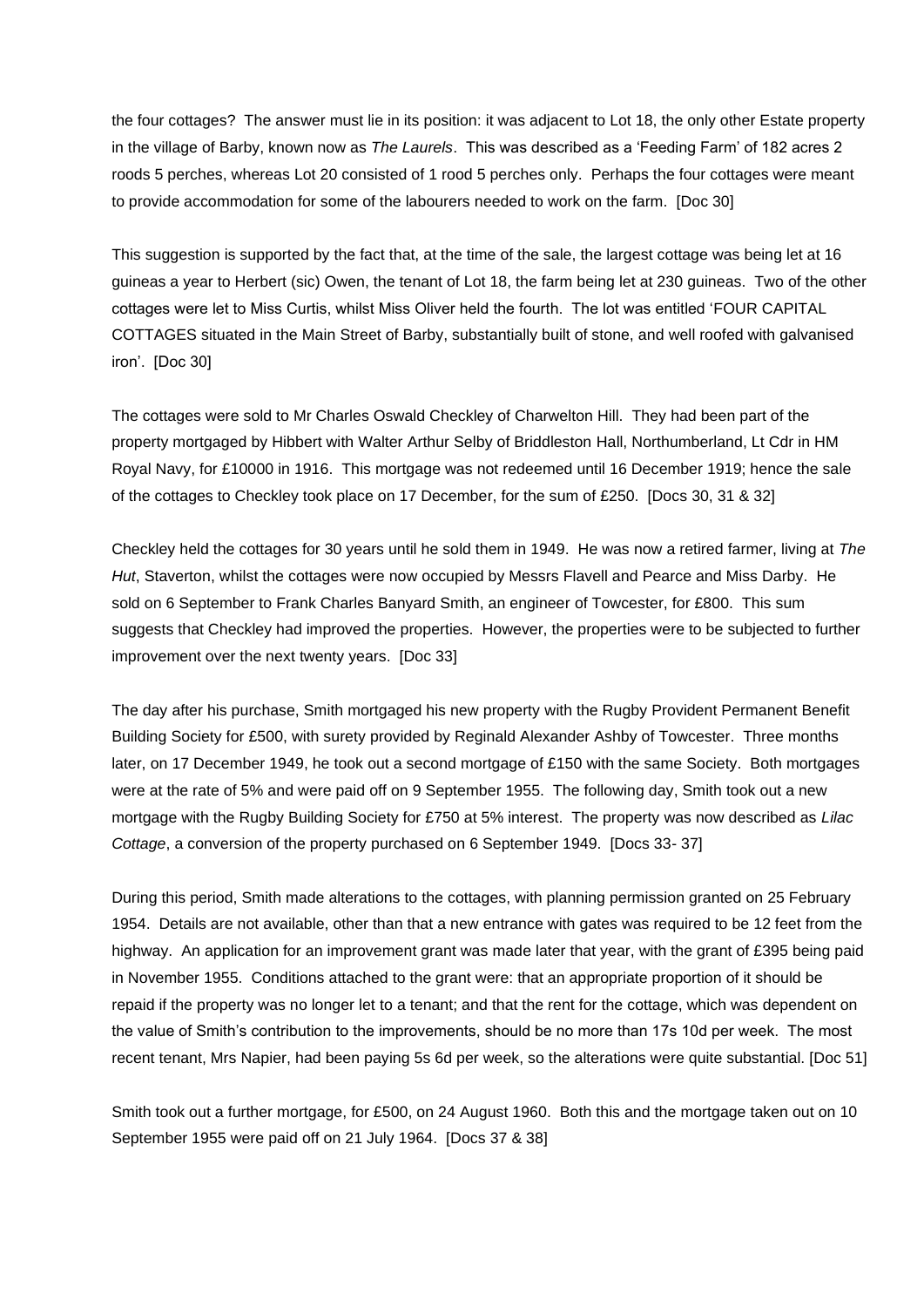the four cottages? The answer must lie in its position: it was adjacent to Lot 18, the only other Estate property in the village of Barby, known now as *The Laurels*. This was described as a 'Feeding Farm' of 182 acres 2 roods 5 perches, whereas Lot 20 consisted of 1 rood 5 perches only. Perhaps the four cottages were meant to provide accommodation for some of the labourers needed to work on the farm. [Doc 30]

This suggestion is supported by the fact that, at the time of the sale, the largest cottage was being let at 16 guineas a year to Herbert (sic) Owen, the tenant of Lot 18, the farm being let at 230 guineas. Two of the other cottages were let to Miss Curtis, whilst Miss Oliver held the fourth. The lot was entitled 'FOUR CAPITAL COTTAGES situated in the Main Street of Barby, substantially built of stone, and well roofed with galvanised iron'. [Doc 30]

The cottages were sold to Mr Charles Oswald Checkley of Charwelton Hill. They had been part of the property mortgaged by Hibbert with Walter Arthur Selby of Briddleston Hall, Northumberland, Lt Cdr in HM Royal Navy, for £10000 in 1916. This mortgage was not redeemed until 16 December 1919; hence the sale of the cottages to Checkley took place on 17 December, for the sum of £250. [Docs 30, 31 & 32]

Checkley held the cottages for 30 years until he sold them in 1949. He was now a retired farmer, living at *The Hut*, Staverton, whilst the cottages were now occupied by Messrs Flavell and Pearce and Miss Darby. He sold on 6 September to Frank Charles Banyard Smith, an engineer of Towcester, for £800. This sum suggests that Checkley had improved the properties. However, the properties were to be subjected to further improvement over the next twenty years. [Doc 33]

The day after his purchase, Smith mortgaged his new property with the Rugby Provident Permanent Benefit Building Society for £500, with surety provided by Reginald Alexander Ashby of Towcester. Three months later, on 17 December 1949, he took out a second mortgage of £150 with the same Society. Both mortgages were at the rate of 5% and were paid off on 9 September 1955. The following day, Smith took out a new mortgage with the Rugby Building Society for £750 at 5% interest. The property was now described as *Lilac Cottage*, a conversion of the property purchased on 6 September 1949. [Docs 33- 37]

During this period, Smith made alterations to the cottages, with planning permission granted on 25 February 1954. Details are not available, other than that a new entrance with gates was required to be 12 feet from the highway. An application for an improvement grant was made later that year, with the grant of £395 being paid in November 1955. Conditions attached to the grant were: that an appropriate proportion of it should be repaid if the property was no longer let to a tenant; and that the rent for the cottage, which was dependent on the value of Smith's contribution to the improvements, should be no more than 17s 10d per week. The most recent tenant, Mrs Napier, had been paying 5s 6d per week, so the alterations were quite substantial. [Doc 51]

Smith took out a further mortgage, for £500, on 24 August 1960. Both this and the mortgage taken out on 10 September 1955 were paid off on 21 July 1964. [Docs 37 & 38]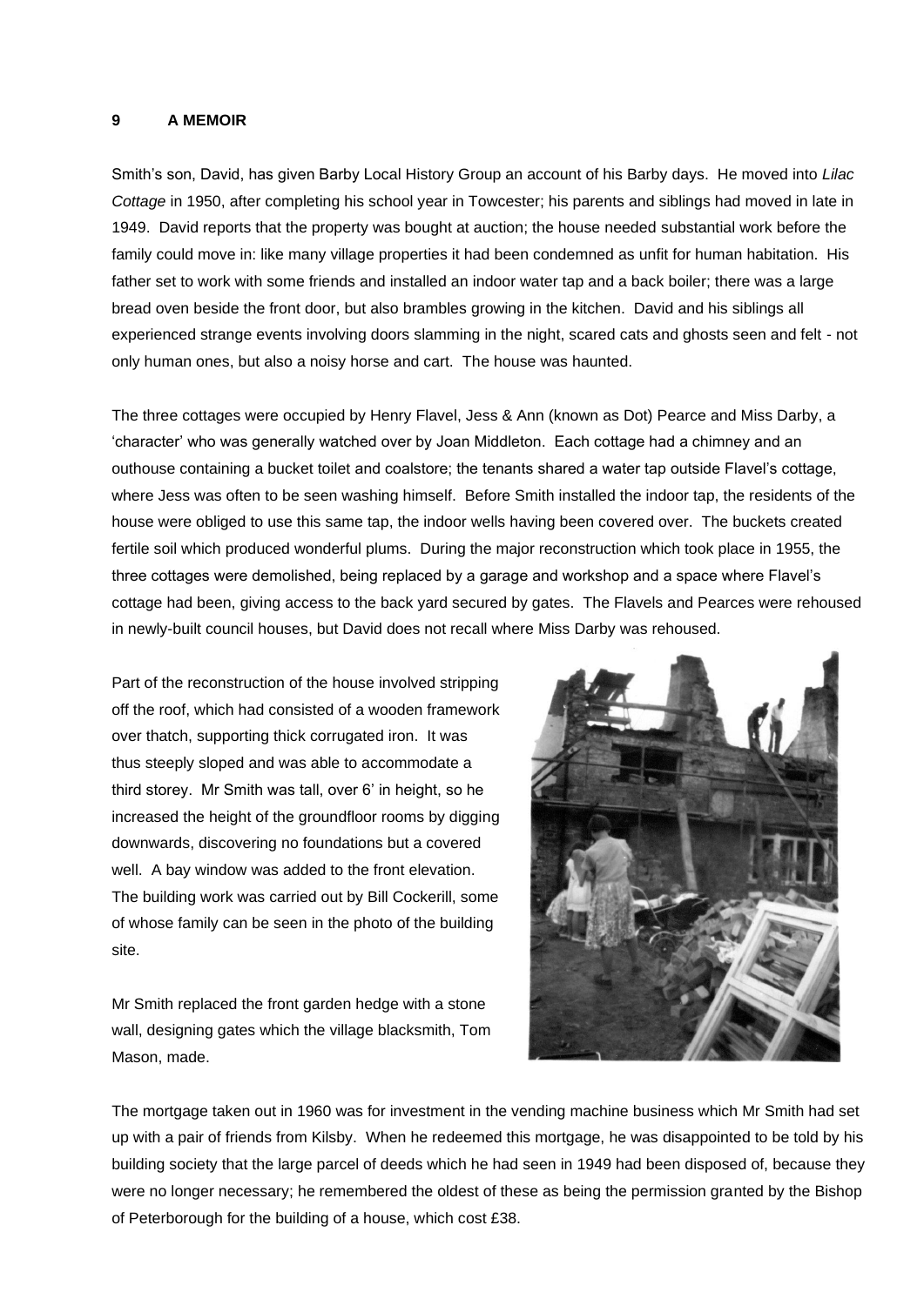## 9 A MEMOIR

Smith's son, David, has given Barby Local History Group an account of his Barby days. He moved into *Lilac Cottage* in 1950, after completing his school year in Towcester; his parents and siblings had moved in late in 1949. David reports that the property was bought at auction; the house needed substantial work before the family could move in: like many village properties it had been condemned as unfit for human habitation. His father set to work with some friends and installed an indoor water tap and a back boiler; there was a large bread oven beside the front door, but also brambles growing in the kitchen. David and his siblings all experienced strange events involving doors slamming in the night, scared cats and ghosts seen and felt - not only human ones, but also a noisy horse and cart. The house was haunted.

The three cottages were occupied by Henry Flavel, Jess & Ann (known as Dot) Pearce and Miss Darby, a 'character' who was generally watched over by Joan Middleton. Each cottage had a chimney and an outhouse containing a bucket toilet and coalstore; the tenants shared a water tap outside Flavel's cottage, where Jess was often to be seen washing himself. Before Smith installed the indoor tap, the residents of the house were obliged to use this same tap, the indoor wells having been covered over. The buckets created fertile soil which produced wonderful plums. During the major reconstruction which took place in 1955, the three cottages were demolished, being replaced by a garage and workshop and a space where Flavel's cottage had been, giving access to the back yard secured by gates. The Flavels and Pearces were rehoused in newly-built council houses, but David does not recall where Miss Darby was rehoused.

Part of the reconstruction of the house involved stripping off the roof, which had consisted of a wooden framework over thatch, supporting thick corrugated iron. It was thus steeply sloped and was able to accommodate a third storey. Mr Smith was tall, over 6' in height, so he increased the height of the groundfloor rooms by digging downwards, discovering no foundations but a covered well. A bay window was added to the front elevation. The building work was carried out by Bill Cockerill, some of whose family can be seen in the photo of the building site.

Mr Smith replaced the front garden hedge with a stone wall, designing gates which the village blacksmith, Tom Mason, made.

The mortgage taken out in 1960 was for investment in the vending machine business which Mr Smith had set up with a pair of friends from Kilsby. When he redeemed this mortgage, he was disappointed to be told by his building society that the large parcel of deeds which he had seen in 1949 had been disposed of, because they were no longer necessary; he remembered the oldest of these as being the permission granted by the Bishop of Peterborough for the building of a house, which cost £38.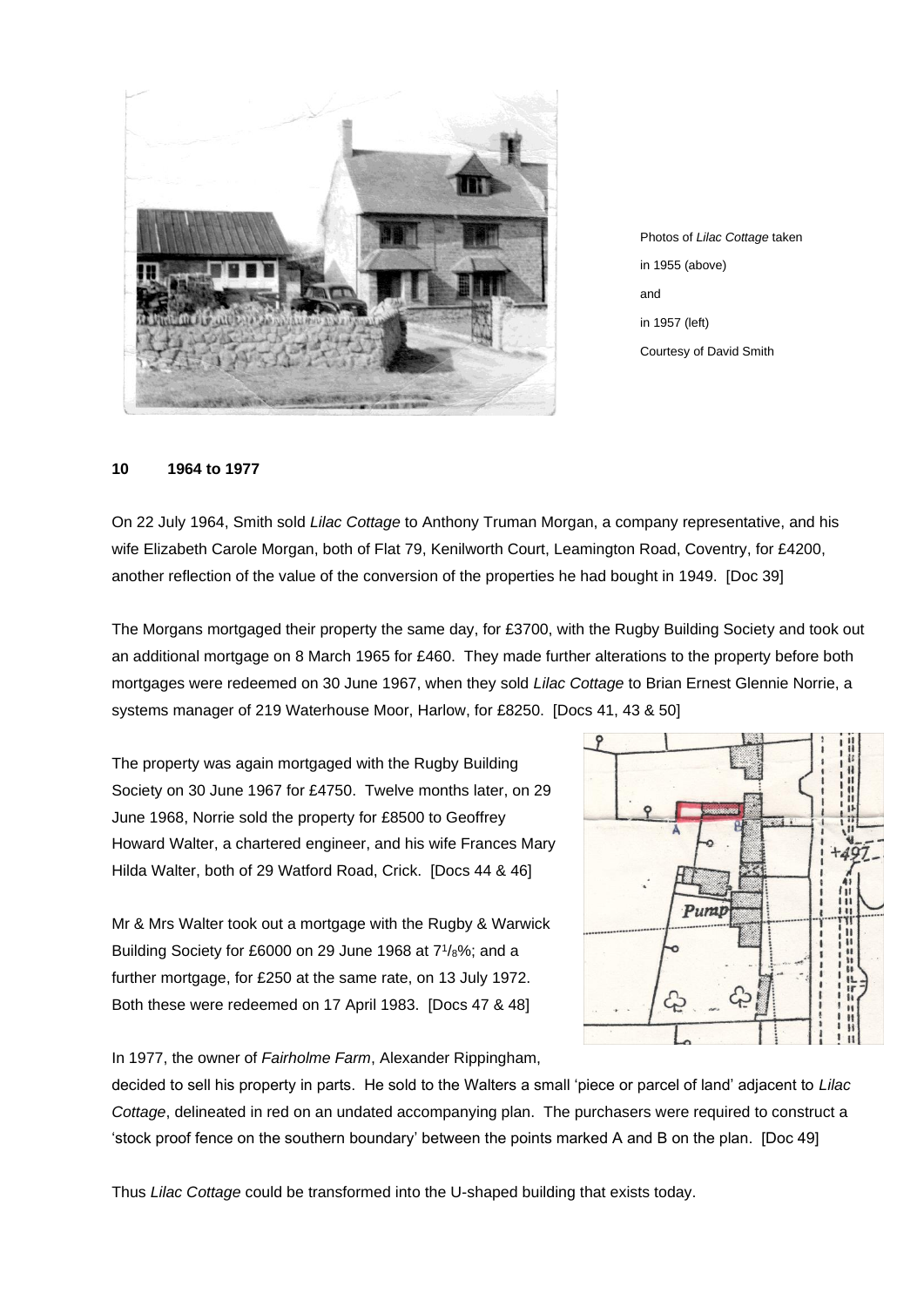Photos of *Lilac Cottage* taken in 1955 (above) and in 1957 (left) Courtesy of David Smith

**10 1964 to 1977**

On 22 July 1964, Smith sold *Lilac Cottage* to Anthony Truman Morgan, a company representative, and his wife Elizabeth Carole Morgan, both of Flat 79, Kenilworth Court, Leamington Road, Coventry, for £4200, another reflection of the value of the conversion of the properties he had bought in 1949. [Doc 39]

The Morgans mortgaged their property the same day, for £3700, with the Rugby Building Society and took out an additional mortgage on 8 March 1965 for £460. They made further alterations to the property before both mortgages were redeemed on 30 June 1967, when they sold *Lilac Cottage* to Brian Ernest Glennie Norrie, a systems manager of 219 Waterhouse Moor, Harlow, for £8250. [Docs 41, 43 & 50]

The property was again mortgaged with the Rugby Building Society on 30 June 1967 for £4750. Twelve months later, on 29 June 1968, Norrie sold the property for £8500 to Geoffrey Howard Walter, a chartered engineer, and his wife Frances Mary Hilda Walter, both of 29 Watford Road, Crick. [Docs 44 & 46]

Mr & Mrs Walter took out a mortgage with the Rugby & Warwick Building Society for £6000 on 29 June 1968 at $7^1/_8$%; and a further mortgage, for £250 at the same rate, on 13 July 1972. Both these were redeemed on 17 April 1983. [Docs 47 & 48]

In 1977, the owner of *Fairholme Farm*, Alexander Rippingham, decided to sell his property in parts. He sold to the Walters a small 'piece or parcel of land' adjacent to *Lilac Cottage*, delineated in red on an undated accompanying plan. The purchasers were required to construct a 'stock proof fence on the southern boundary' between the points marked A and B on the plan. [Doc 49]

Thus *Lilac Cottage* could be transformed into the U-shaped building that exists today.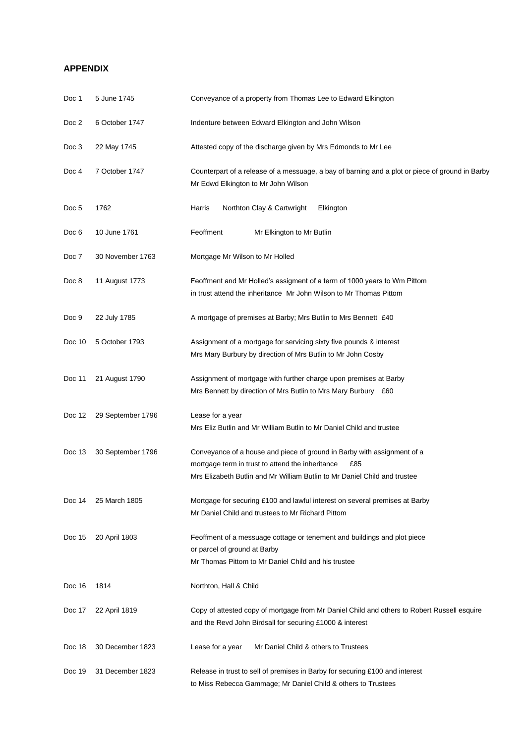## APPENDIX

| | | |
|---|---|---|
| Doc 1 | 5 June 1745 | Conveyance of a property from Thomas Lee to Edward Elkington |
| Doc 2 | 6 October 1747 | Indenture between Edward Elkington and John Wilson |
| Doc 3 | 22 May 1745 | Attested copy of the discharge given by Mrs Edmonds to Mr Lee |
| Doc 4 | 7 October 1747 | Counterpart of a release of a messuage, a bay of barning and a plot or piece of ground in Barby<br>Mr Edwd Elkington to Mr John Wilson |
| Doc 5 | 1762 | Harris   Northton Clay & Cartwright   Elkington |
| Doc 6 | 10 June 1761 | Feoffment   Mr Elkington to Mr Butlin |
| Doc 7 | 30 November 1763 | Mortgage Mr Wilson to Mr Holled |
| Doc 8 | 11 August 1773 | Feoffment and Mr Holled's assigment of a term of 1000 years to Wm Pittom<br>in trust attend the inheritance Mr John Wilson to Mr Thomas Pittom |
| Doc 9 | 22 July 1785 | A mortgage of premises at Barby; Mrs Butlin to Mrs Bennett £40 |
| Doc 10 | 5 October 1793 | Assignment of a mortgage for servicing sixty five pounds & interest<br>Mrs Mary Burbury by direction of Mrs Butlin to Mr John Cosby |
| Doc 11 | 21 August 1790 | Assignment of mortgage with further charge upon premises at Barby<br>Mrs Bennett by direction of Mrs Butlin to Mrs Mary Burbury £60 |
| Doc 12 | 29 September 1796 | Lease for a year<br>Mrs Eliz Butlin and Mr William Butlin to Mr Daniel Child and trustee |
| Doc 13 | 30 September 1796 | Conveyance of a house and piece of ground in Barby with assignment of a<br>mortgage term in trust to attend the inheritance £85<br>Mrs Elizabeth Butlin and Mr William Butlin to Mr Daniel Child and trustee |
| Doc 14 | 25 March 1805 | Mortgage for securing £100 and lawful interest on several premises at Barby<br>Mr Daniel Child and trustees to Mr Richard Pittom |
| Doc 15 | 20 April 1803 | Feoffment of a messuage cottage or tenement and buildings and plot piece<br>or parcel of ground at Barby<br>Mr Thomas Pittom to Mr Daniel Child and his trustee |
| Doc 16 | 1814 | Northton, Hall & Child |
| Doc 17 | 22 April 1819 | Copy of attested copy of mortgage from Mr Daniel Child and others to Robert Russell esquire<br>and the Revd John Birdsall for securing £1000 & interest |
| Doc 18 | 30 December 1823 | Lease for a year   Mr Daniel Child & others to Trustees |
| Doc 19 | 31 December 1823 | Release in trust to sell of premises in Barby for securing £100 and interest<br>to Miss Rebecca Gammage; Mr Daniel Child & others to Trustees |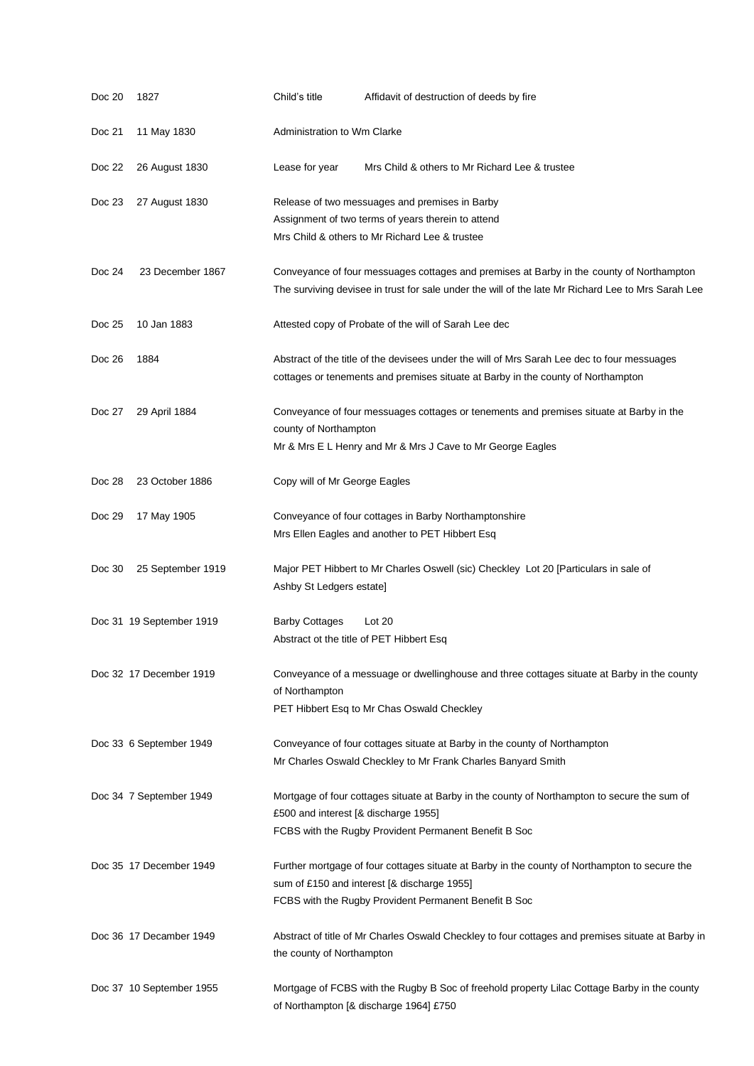| | | |
|---|---|---|
| Doc 20 | 1827 | Child's title Affidavit of destruction of deeds by fire |
| Doc 21 | 11 May 1830 | Administration to Wm Clarke |
| Doc 22 | 26 August 1830 | Lease for year Mrs Child & others to Mr Richard Lee & trustee |
| Doc 23 | 27 August 1830 | Release of two messuages and premises in Barby<br>Assignment of two terms of years therein to attend<br>Mrs Child & others to Mr Richard Lee & trustee |
| Doc 24 | 23 December 1867 | Conveyance of four messuages cottages and premises at Barby in the county of Northampton<br>The surviving devisee in trust for sale under the will of the late Mr Richard Lee to Mrs Sarah Lee |
| Doc 25 | 10 Jan 1883 | Attested copy of Probate of the will of Sarah Lee dec |
| Doc 26 | 1884 | Abstract of the title of the devisees under the will of Mrs Sarah Lee dec to four messuages cottages or tenements and premises situate at Barby in the county of Northampton |
| Doc 27 | 29 April 1884 | Conveyance of four messuages cottages or tenements and premises situate at Barby in the county of Northampton<br>Mr & Mrs E L Henry and Mr & Mrs J Cave to Mr George Eagles |
| Doc 28 | 23 October 1886 | Copy will of Mr George Eagles |
| Doc 29 | 17 May 1905 | Conveyance of four cottages in Barby Northamptonshire<br>Mrs Ellen Eagles and another to PET Hibbert Esq |
| Doc 30 | 25 September 1919 | Major PET Hibbert to Mr Charles Oswell (sic) Checkley Lot 20 [Particulars in sale of Ashby St Ledgers estate] |
| Doc 31 | 19 September 1919 | Barby Cottages Lot 20<br>Abstract ot the title of PET Hibbert Esq |
| Doc 32 | 17 December 1919 | Conveyance of a messuage or dwellinghouse and three cottages situate at Barby in the county of Northampton<br>PET Hibbert Esq to Mr Chas Oswald Checkley |
| Doc 33 | 6 September 1949 | Conveyance of four cottages situate at Barby in the county of Northampton<br>Mr Charles Oswald Checkley to Mr Frank Charles Banyard Smith |
| Doc 34 | 7 September 1949 | Mortgage of four cottages situate at Barby in the county of Northampton to secure the sum of £500 and interest [& discharge 1955]<br>FCBS with the Rugby Provident Permanent Benefit B Soc |
| Doc 35 | 17 December 1949 | Further mortgage of four cottages situate at Barby in the county of Northampton to secure the sum of £150 and interest [& discharge 1955]<br>FCBS with the Rugby Provident Permanent Benefit B Soc |
| Doc 36 | 17 Decamber 1949 | Abstract of title of Mr Charles Oswald Checkley to four cottages and premises situate at Barby in the county of Northampton |
| Doc 37 | 10 September 1955 | Mortgage of FCBS with the Rugby B Soc of freehold property Lilac Cottage Barby in the county of Northampton [& discharge 1964] £750 |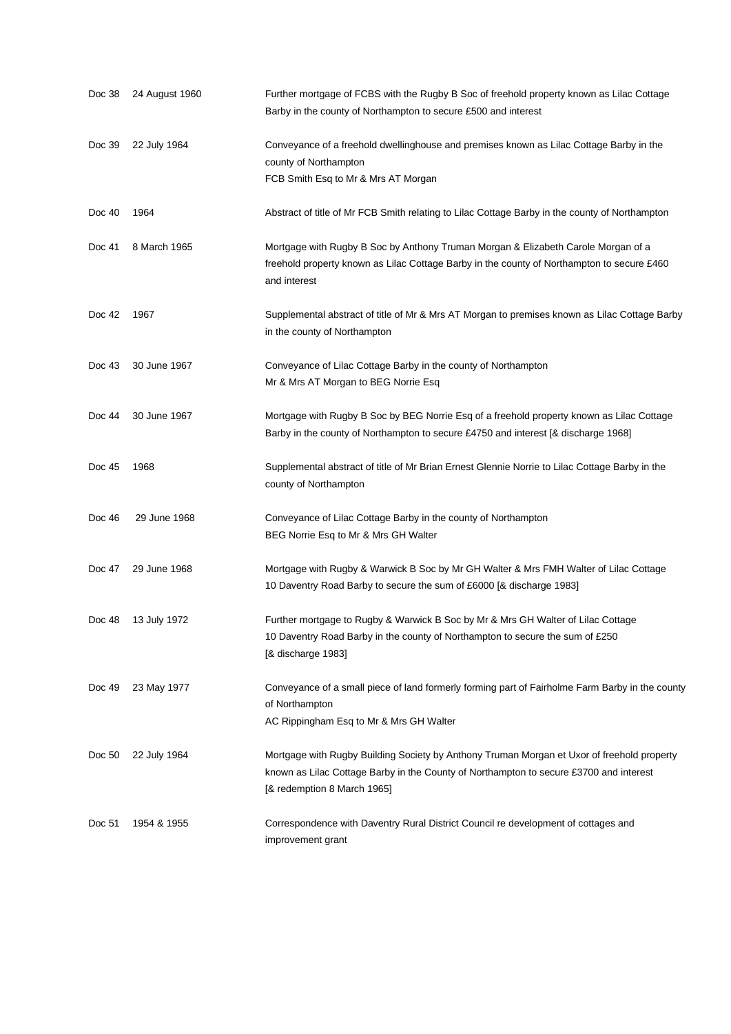| | | |
|---|---|---|
| Doc 38 | 24 August 1960 | Further mortgage of FCBS with the Rugby B Soc of freehold property known as Lilac Cottage Barby in the county of Northampton to secure £500 and interest |
| Doc 39 | 22 July 1964 | Conveyance of a freehold dwellinghouse and premises known as Lilac Cottage Barby in the county of Northampton<br>FCB Smith Esq to Mr & Mrs AT Morgan |
| Doc 40 | 1964 | Abstract of title of Mr FCB Smith relating to Lilac Cottage Barby in the county of Northampton |
| Doc 41 | 8 March 1965 | Mortgage with Rugby B Soc by Anthony Truman Morgan & Elizabeth Carole Morgan of a freehold property known as Lilac Cottage Barby in the county of Northampton to secure £460 and interest |
| Doc 42 | 1967 | Supplemental abstract of title of Mr & Mrs AT Morgan to premises known as Lilac Cottage Barby in the county of Northampton |
| Doc 43 | 30 June 1967 | Conveyance of Lilac Cottage Barby in the county of Northampton<br>Mr & Mrs AT Morgan to BEG Norrie Esq |
| Doc 44 | 30 June 1967 | Mortgage with Rugby B Soc by BEG Norrie Esq of a freehold property known as Lilac Cottage Barby in the county of Northampton to secure £4750 and interest [& discharge 1968] |
| Doc 45 | 1968 | Supplemental abstract of title of Mr Brian Ernest Glennie Norrie to Lilac Cottage Barby in the county of Northampton |
| Doc 46 | 29 June 1968 | Conveyance of Lilac Cottage Barby in the county of Northampton<br>BEG Norrie Esq to Mr & Mrs GH Walter |
| Doc 47 | 29 June 1968 | Mortgage with Rugby & Warwick B Soc by Mr GH Walter & Mrs FMH Walter of Lilac Cottage 10 Daventry Road Barby to secure the sum of £6000 [& discharge 1983] |
| Doc 48 | 13 July 1972 | Further mortgage to Rugby & Warwick B Soc by Mr & Mrs GH Walter of Lilac Cottage 10 Daventry Road Barby in the county of Northampton to secure the sum of £250 [& discharge 1983] |
| Doc 49 | 23 May 1977 | Conveyance of a small piece of land formerly forming part of Fairholme Farm Barby in the county of Northampton<br>AC Rippingham Esq to Mr & Mrs GH Walter |
| Doc 50 | 22 July 1964 | Mortgage with Rugby Building Society by Anthony Truman Morgan et Uxor of freehold property known as Lilac Cottage Barby in the County of Northampton to secure £3700 and interest [& redemption 8 March 1965] |
| Doc 51 | 1954 & 1955 | Correspondence with Daventry Rural District Council re development of cottages and improvement grant |